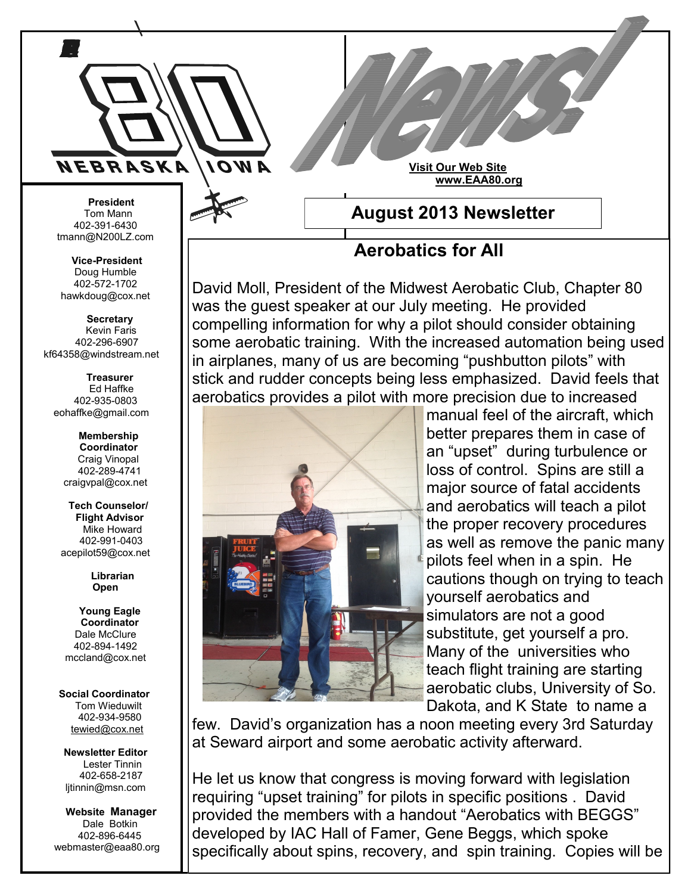# 80 NEBRASKA IOWA News!

**Visit Our Web Site**
**www.EAA80.org**

## August 2013 Newsletter

**President**
Tom Mann
402-391-6430
tmann@N200LZ.com

**Vice-President**
Doug Humble
402-572-1702
hawkdoug@cox.net

**Secretary**
Kevin Faris
402-296-6907
kf64358@windstream.net

**Treasurer**
Ed Haffke
402-935-0803
eohaffke@gmail.com

**Membership Coordinator**
Craig Vinopal
402-289-4741
craigvpal@cox.net

**Tech Counselor/ Flight Advisor**
Mike Howard
402-991-0403
acepilot59@cox.net

**Librarian**
**Open**

**Young Eagle Coordinator**
Dale McClure
402-894-1492
mccland@cox.net

**Social Coordinator**
Tom Wieduwilt
402-934-9580
tewied@cox.net

**Newsletter Editor**
Lester Tinnin
402-658-2187
ljtinnin@msn.com

**Website Manager**
Dale Botkin
402-896-6445
webmaster@eaa80.org

## Aerobatics for All

David Moll, President of the Midwest Aerobatic Club, Chapter 80 was the guest speaker at our July meeting. He provided compelling information for why a pilot should consider obtaining some aerobatic training. With the increased automation being used in airplanes, many of us are becoming "pushbutton pilots" with stick and rudder concepts being less emphasized. David feels that aerobatics provides a pilot with more precision due to increased manual feel of the aircraft, which better prepares them in case of an "upset" during turbulence or loss of control. Spins are still a major source of fatal accidents and aerobatics will teach a pilot the proper recovery procedures as well as remove the panic many pilots feel when in a spin. He cautions though on trying to teach yourself aerobatics and simulators are not a good substitute, get yourself a pro. Many of the universities who teach flight training are starting aerobatic clubs, University of So. Dakota, and K State to name a few. David's organization has a noon meeting every 3rd Saturday at Seward airport and some aerobatic activity afterward.

He let us know that congress is moving forward with legislation requiring "upset training" for pilots in specific positions . David provided the members with a handout "Aerobatics with BEGGS" developed by IAC Hall of Famer, Gene Beggs, which spoke specifically about spins, recovery, and spin training. Copies will be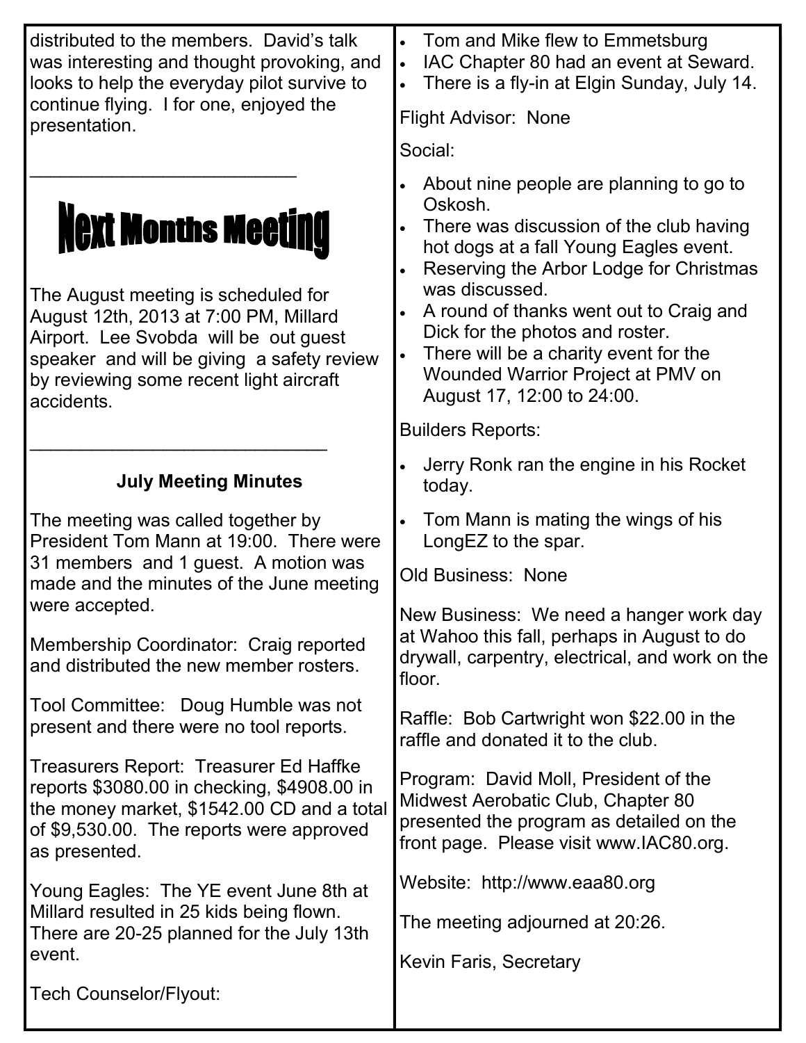distributed to the members. David's talk was interesting and thought provoking, and looks to help the everyday pilot survive to continue flying. I for one, enjoyed the presentation.

---

## Next Months Meeting

The August meeting is scheduled for August 12th, 2013 at 7:00 PM, Millard Airport. Lee Svobda will be out guest speaker and will be giving a safety review by reviewing some recent light aircraft accidents.

---

### July Meeting Minutes

The meeting was called together by President Tom Mann at 19:00. There were 31 members and 1 guest. A motion was made and the minutes of the June meeting were accepted.

Membership Coordinator: Craig reported and distributed the new member rosters.

Tool Committee: Doug Humble was not present and there were no tool reports.

Treasurers Report: Treasurer Ed Haffke reports $3080.00 in checking, $4908.00 in the money market, $1542.00 CD and a total of $9,530.00. The reports were approved as presented.

Young Eagles: The YE event June 8th at Millard resulted in 25 kids being flown. There are 20-25 planned for the July 13th event.

Tech Counselor/Flyout:

- Tom and Mike flew to Emmetsburg
- IAC Chapter 80 had an event at Seward.
- There is a fly-in at Elgin Sunday, July 14.

Flight Advisor: None

Social:

- About nine people are planning to go to Oskosh.
- There was discussion of the club having hot dogs at a fall Young Eagles event.
- Reserving the Arbor Lodge for Christmas was discussed.
- A round of thanks went out to Craig and Dick for the photos and roster.
- There will be a charity event for the Wounded Warrior Project at PMV on August 17, 12:00 to 24:00.

Builders Reports:

- Jerry Ronk ran the engine in his Rocket today.
- Tom Mann is mating the wings of his LongEZ to the spar.

Old Business: None

New Business: We need a hanger work day at Wahoo this fall, perhaps in August to do drywall, carpentry, electrical, and work on the floor.

Raffle: Bob Cartwright won $22.00 in the raffle and donated it to the club.

Program: David Moll, President of the Midwest Aerobatic Club, Chapter 80 presented the program as detailed on the front page. Please visit www.IAC80.org.

Website: http://www.eaa80.org

The meeting adjourned at 20:26.

Kevin Faris, Secretary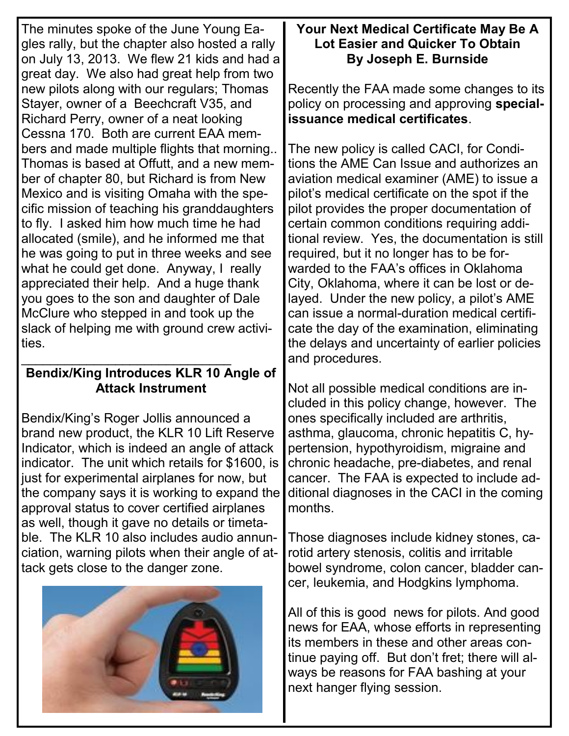The minutes spoke of the June Young Eagles rally, but the chapter also hosted a rally on July 13, 2013. We flew 21 kids and had a great day. We also had great help from two new pilots along with our regulars; Thomas Stayer, owner of a Beechcraft V35, and Richard Perry, owner of a neat looking Cessna 170. Both are current EAA members and made multiple flights that morning.. Thomas is based at Offutt, and a new member of chapter 80, but Richard is from New Mexico and is visiting Omaha with the specific mission of teaching his granddaughters to fly. I asked him how much time he had allocated (smile), and he informed me that he was going to put in three weeks and see what he could get done. Anyway, I really appreciated their help. And a huge thank you goes to the son and daughter of Dale McClure who stepped in and took up the slack of helping me with ground crew activities.

---

## Bendix/King Introduces KLR 10 Angle of Attack Instrument

Bendix/King's Roger Jollis announced a brand new product, the KLR 10 Lift Reserve Indicator, which is indeed an angle of attack indicator. The unit which retails for $1600, is just for experimental airplanes for now, but the company says it is working to expand the approval status to cover certified airplanes as well, though it gave no details or timetable. The KLR 10 also includes audio annunciation, warning pilots when their angle of attack gets close to the danger zone.

## Your Next Medical Certificate May Be A Lot Easier and Quicker To Obtain
**By Joseph E. Burnside**

Recently the FAA made some changes to its policy on processing and approving **special-issuance medical certificates**.

The new policy is called CACI, for Conditions the AME Can Issue and authorizes an aviation medical examiner (AME) to issue a pilot's medical certificate on the spot if the pilot provides the proper documentation of certain common conditions requiring additional review. Yes, the documentation is still required, but it no longer has to be forwarded to the FAA's offices in Oklahoma City, Oklahoma, where it can be lost or delayed. Under the new policy, a pilot's AME can issue a normal-duration medical certificate the day of the examination, eliminating the delays and uncertainty of earlier policies and procedures.

Not all possible medical conditions are included in this policy change, however. The ones specifically included are arthritis, asthma, glaucoma, chronic hepatitis C, hypertension, hypothyroidism, migraine and chronic headache, pre-diabetes, and renal cancer. The FAA is expected to include additional diagnoses in the CACI in the coming months.

Those diagnoses include kidney stones, carotid artery stenosis, colitis and irritable bowel syndrome, colon cancer, bladder cancer, leukemia, and Hodgkins lymphoma.

All of this is good news for pilots. And good news for EAA, whose efforts in representing its members in these and other areas continue paying off. But don't fret; there will always be reasons for FAA bashing at your next hanger flying session.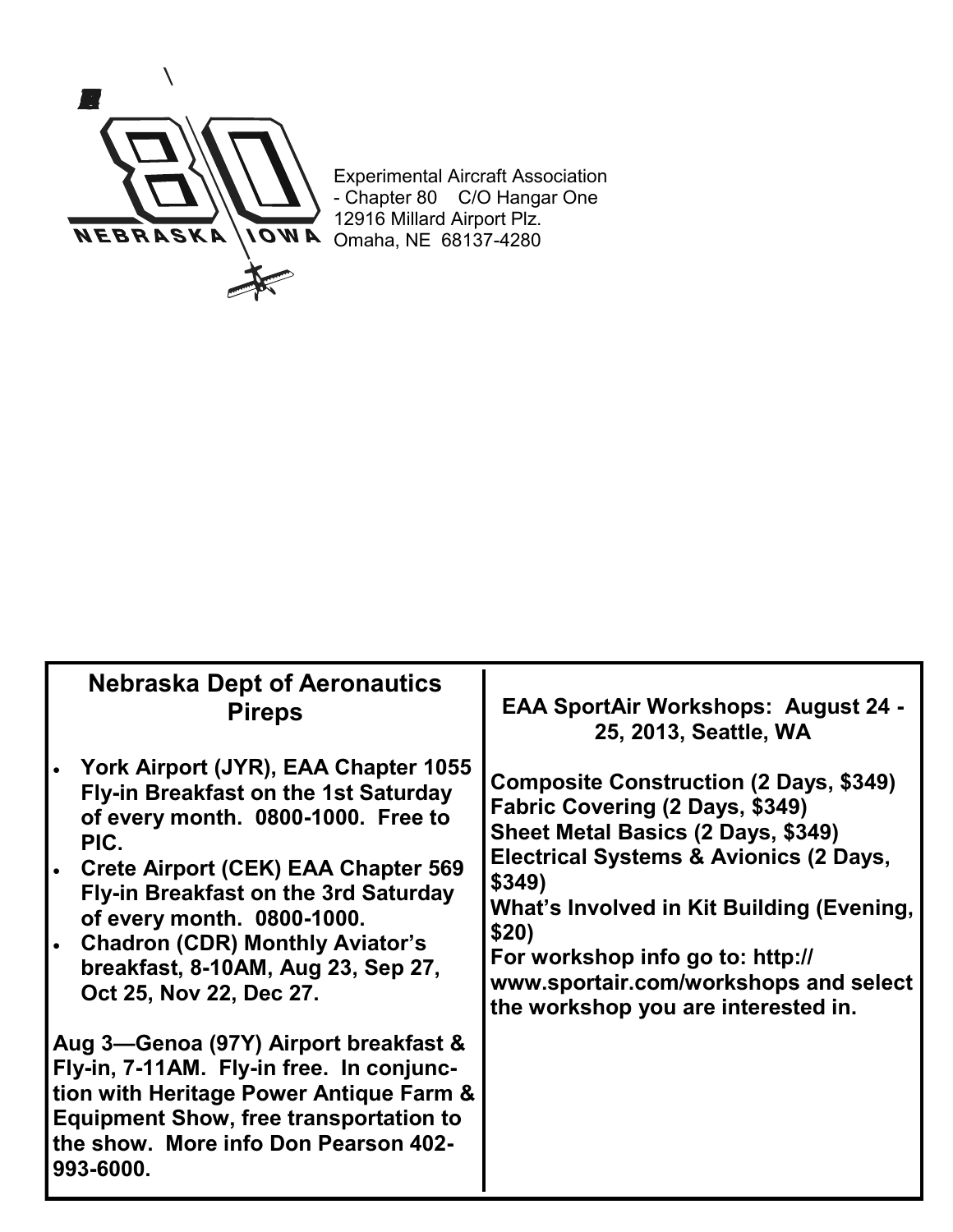Experimental Aircraft Association - Chapter 80 C/O Hangar One
12916 Millard Airport Plz.
Omaha, NE 68137-4280

## Nebraska Dept of Aeronautics Pireps

- **York Airport (JYR), EAA Chapter 1055 Fly-in Breakfast on the 1st Saturday of every month. 0800-1000. Free to PIC.**
- **Crete Airport (CEK) EAA Chapter 569 Fly-in Breakfast on the 3rd Saturday of every month. 0800-1000.**
- **Chadron (CDR) Monthly Aviator's breakfast, 8-10AM, Aug 23, Sep 27, Oct 25, Nov 22, Dec 27.**

**Aug 3—Genoa (97Y) Airport breakfast & Fly-in, 7-11AM. Fly-in free. In conjunction with Heritage Power Antique Farm & Equipment Show, free transportation to the show. More info Don Pearson 402-993-6000.**

## EAA SportAir Workshops: August 24 - 25, 2013, Seattle, WA

**Composite Construction (2 Days, $349)**
**Fabric Covering (2 Days, $349)**
**Sheet Metal Basics (2 Days, $349)**
**Electrical Systems & Avionics (2 Days, $349)**
**What's Involved in Kit Building (Evening, $20)**
**For workshop info go to: http://www.sportair.com/workshops and select the workshop you are interested in.**